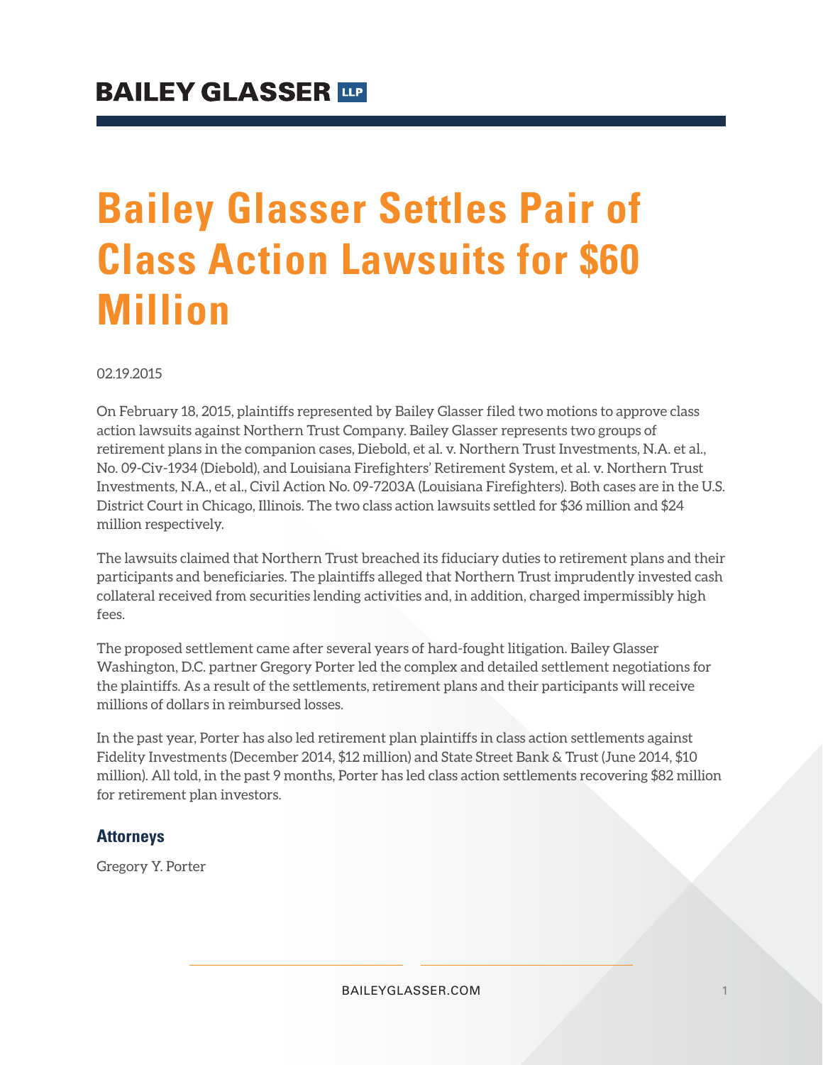BAILEY GLASSER LLP

# Bailey Glasser Settles Pair of Class Action Lawsuits for $60 Million

02.19.2015

On February 18, 2015, plaintiffs represented by Bailey Glasser filed two motions to approve class action lawsuits against Northern Trust Company. Bailey Glasser represents two groups of retirement plans in the companion cases, Diebold, et al. v. Northern Trust Investments, N.A. et al., No. 09-Civ-1934 (Diebold), and Louisiana Firefighters' Retirement System, et al. v. Northern Trust Investments, N.A., et al., Civil Action No. 09-7203A (Louisiana Firefighters). Both cases are in the U.S. District Court in Chicago, Illinois. The two class action lawsuits settled for $36 million and $24 million respectively.

The lawsuits claimed that Northern Trust breached its fiduciary duties to retirement plans and their participants and beneficiaries. The plaintiffs alleged that Northern Trust imprudently invested cash collateral received from securities lending activities and, in addition, charged impermissibly high fees.

The proposed settlement came after several years of hard-fought litigation. Bailey Glasser Washington, D.C. partner Gregory Porter led the complex and detailed settlement negotiations for the plaintiffs. As a result of the settlements, retirement plans and their participants will receive millions of dollars in reimbursed losses.

In the past year, Porter has also led retirement plan plaintiffs in class action settlements against Fidelity Investments (December 2014, $12 million) and State Street Bank & Trust (June 2014, $10 million). All told, in the past 9 months, Porter has led class action settlements recovering $82 million for retirement plan investors.

### Attorneys

Gregory Y. Porter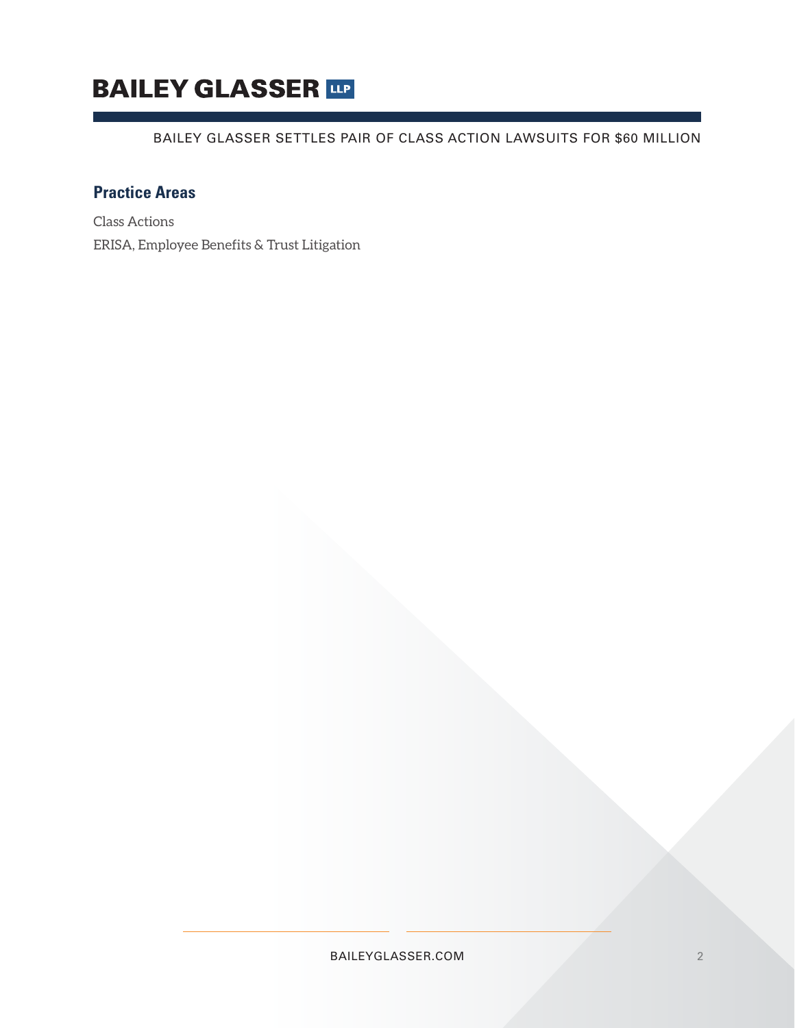## Practice Areas

Class Actions

ERISA, Employee Benefits & Trust Litigation